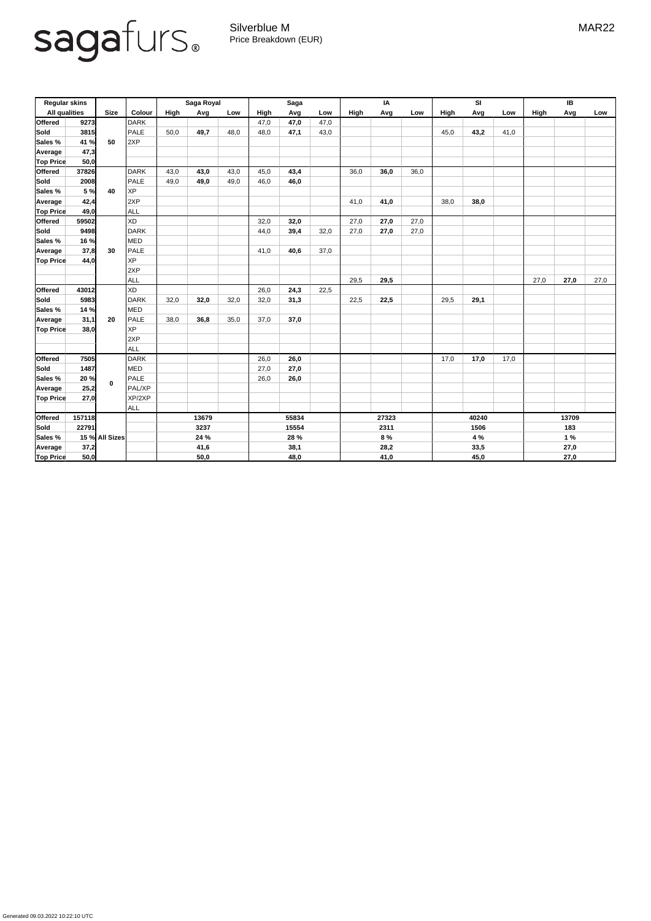sagafurs®

Silverblue M
Price Breakdown (EUR)

MAR22

| Regular skins | | | | Saga Royal | | | Saga | | | IA | | | SI | | | IB | | |
|---|---|---|---|---|---|---|---|---|---|---|---|---|---|---|---|---|---|---|
| All qualities | | Size | Colour | High | Avg | Low | High | Avg | Low | High | Avg | Low | High | Avg | Low | High | Avg | Low |
| Offered | 9273 | 50 | DARK | | | | 47,0 | **47,0** | 47,0 | | | | | | | | | |
| Sold | 3815 | | PALE | 50,0 | **49,7** | 48,0 | 48,0 | **47,1** | 43,0 | | | | 45,0 | **43,2** | 41,0 | | | |
| Sales % | 41 % | | 2XP | | | | | | | | | | | | | | | |
| Average | 47,3 | | | | | | | | | | | | | | | | | |
| Top Price | 50,0 | | | | | | | | | | | | | | | | | |
| Offered | 37826 | 40 | DARK | 43,0 | **43,0** | 43,0 | 45,0 | **43,4** | | 36,0 | **36,0** | 36,0 | | | | | | |
| Sold | 2008 | | PALE | 49,0 | **49,0** | 49,0 | 46,0 | **46,0** | | | | | | | | | | |
| Sales % | 5 % | | XP | | | | | | | | | | | | | | | |
| Average | 42,4 | | 2XP | | | | | | | 41,0 | **41,0** | | 38,0 | **38,0** | | | | |
| Top Price | 49,0 | | ALL | | | | | | | | | | | | | | | |
| Offered | 59502 | 30 | XD | | | | 32,0 | **32,0** | | 27,0 | **27,0** | 27,0 | | | | | | |
| Sold | 9498 | | DARK | | | | 44,0 | **39,4** | 32,0 | 27,0 | **27,0** | 27,0 | | | | | | |
| Sales % | 16 % | | MED | | | | | | | | | | | | | | | |
| Average | 37,8 | | PALE | | | | 41,0 | **40,6** | 37,0 | | | | | | | | | |
| Top Price | 44,0 | | XP | | | | | | | | | | | | | | | |
| | | | 2XP | | | | | | | | | | | | | | | |
| | | | ALL | | | | | | | 29,5 | **29,5** | | | | | 27,0 | **27,0** | 27,0 |
| Offered | 43012 | 20 | XD | | | | 26,0 | **24,3** | 22,5 | | | | | | | | | |
| Sold | 5983 | | DARK | 32,0 | **32,0** | 32,0 | 32,0 | **31,3** | | 22,5 | **22,5** | | 29,5 | **29,1** | | | | |
| Sales % | 14 % | | MED | | | | | | | | | | | | | | | |
| Average | 31,1 | | PALE | 38,0 | **36,8** | 35,0 | 37,0 | **37,0** | | | | | | | | | | |
| Top Price | 38,0 | | XP | | | | | | | | | | | | | | | |
| | | | 2XP | | | | | | | | | | | | | | | |
| | | | ALL | | | | | | | | | | | | | | | |
| Offered | 7505 | 0 | DARK | | | | 26,0 | **26,0** | | | | | 17,0 | **17,0** | 17,0 | | | |
| Sold | 1487 | | MED | | | | 27,0 | **27,0** | | | | | | | | | | |
| Sales % | 20 % | | PALE | | | | 26,0 | **26,0** | | | | | | | | | | |
| Average | 25,2 | | PAL/XP | | | | | | | | | | | | | | | |
| Top Price | 27,0 | | XP/2XP | | | | | | | | | | | | | | | |
| | | | ALL | | | | | | | | | | | | | | | |
| Offered | 157118 | All Sizes | | | **13679** | | | **55834** | | | **27323** | | | **40240** | | | **13709** | |
| Sold | 22791 | | | | **3237** | | | **15554** | | | **2311** | | | **1506** | | | **183** | |
| Sales % | 15 % | | | | **24 %** | | | **28 %** | | | **8 %** | | | **4 %** | | | **1 %** | |
| Average | 37,2 | | | | **41,6** | | | **38,1** | | | **28,2** | | | **33,5** | | | **27,0** | |
| Top Price | 50,0 | | | | **50,0** | | | **48,0** | | | **41,0** | | | **45,0** | | | **27,0** | |

Generated 09.03.2022 10:22:10 UTC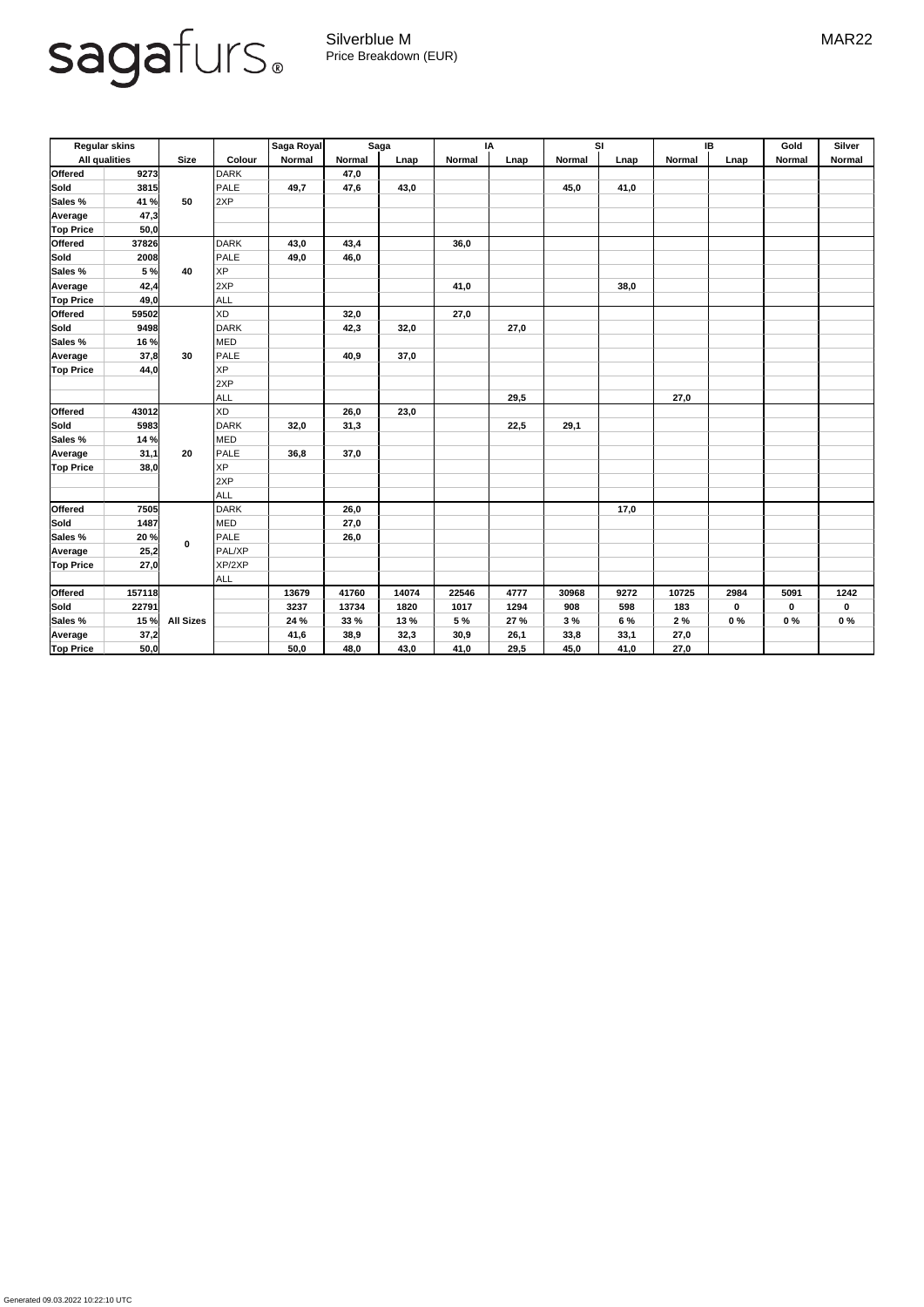# sagafurs

Silverblue M
Price Breakdown (EUR)

MAR22

| Regular skins | | Size | Colour | Saga Royal | Saga | | IA | | SI | | IB | | Gold | Silver |
|---|---|---|---|---|---|---|---|---|---|---|---|---|---|---|
| All qualities | | | | Normal | Normal | Lnap | Normal | Lnap | Normal | Lnap | Normal | Lnap | Normal | Normal |
| Offered | 9273 | 50 | DARK | | 47,0 | | | | | | | | | |
| Sold | 3815 | | PALE | 49,7 | 47,6 | 43,0 | | | 45,0 | 41,0 | | | | |
| Sales % | 41 % | | 2XP | | | | | | | | | | | |
| Average | 47,3 | | | | | | | | | | | | | |
| Top Price | 50,0 | | | | | | | | | | | | | |
| Offered | 37826 | 40 | DARK | 43,0 | 43,4 | | 36,0 | | | | | | | |
| Sold | 2008 | | PALE | 49,0 | 46,0 | | | | | | | | | |
| Sales % | 5 % | | XP | | | | | | | | | | | |
| Average | 42,4 | | 2XP | | | | 41,0 | | | 38,0 | | | | |
| Top Price | 49,0 | | ALL | | | | | | | | | | | |
| Offered | 59502 | 30 | XD | | 32,0 | | 27,0 | | | | | | | |
| Sold | 9498 | | DARK | | 42,3 | 32,0 | | 27,0 | | | | | | |
| Sales % | 16 % | | MED | | | | | | | | | | | |
| Average | 37,8 | | PALE | | 40,9 | 37,0 | | | | | | | | |
| Top Price | 44,0 | | XP | | | | | | | | | | | |
| | | | 2XP | | | | | | | | | | | |
| | | | ALL | | | | | 29,5 | | | 27,0 | | | |
| Offered | 43012 | 20 | XD | | 26,0 | 23,0 | | | | | | | | |
| Sold | 5983 | | DARK | 32,0 | 31,3 | | | 22,5 | 29,1 | | | | | |
| Sales % | 14 % | | MED | | | | | | | | | | | |
| Average | 31,1 | | PALE | 36,8 | 37,0 | | | | | | | | | |
| Top Price | 38,0 | | XP | | | | | | | | | | | |
| | | | 2XP | | | | | | | | | | | |
| | | | ALL | | | | | | | | | | | |
| Offered | 7505 | 0 | DARK | | 26,0 | | | | | 17,0 | | | | |
| Sold | 1487 | | MED | | 27,0 | | | | | | | | | |
| Sales % | 20 % | | PALE | | 26,0 | | | | | | | | | |
| Average | 25,2 | | PAL/XP | | | | | | | | | | | |
| Top Price | 27,0 | | XP/2XP | | | | | | | | | | | |
| | | | ALL | | | | | | | | | | | |
| Offered | 157118 | All Sizes | | 13679 | 41760 | 14074 | 22546 | 4777 | 30968 | 9272 | 10725 | 2984 | 5091 | 1242 |
| Sold | 22791 | | | 3237 | 13734 | 1820 | 1017 | 1294 | 908 | 598 | 183 | 0 | 0 | 0 |
| Sales % | 15 % | | | 24 % | 33 % | 13 % | 5 % | 27 % | 3 % | 6 % | 2 % | 0 % | 0 % | 0 % |
| Average | 37,2 | | | 41,6 | 38,9 | 32,3 | 30,9 | 26,1 | 33,8 | 33,1 | 27,0 | | | |
| Top Price | 50,0 | | | 50,0 | 48,0 | 43,0 | 41,0 | 29,5 | 45,0 | 41,0 | 27,0 | | | |

Generated 09.03.2022 10:22:10 UTC